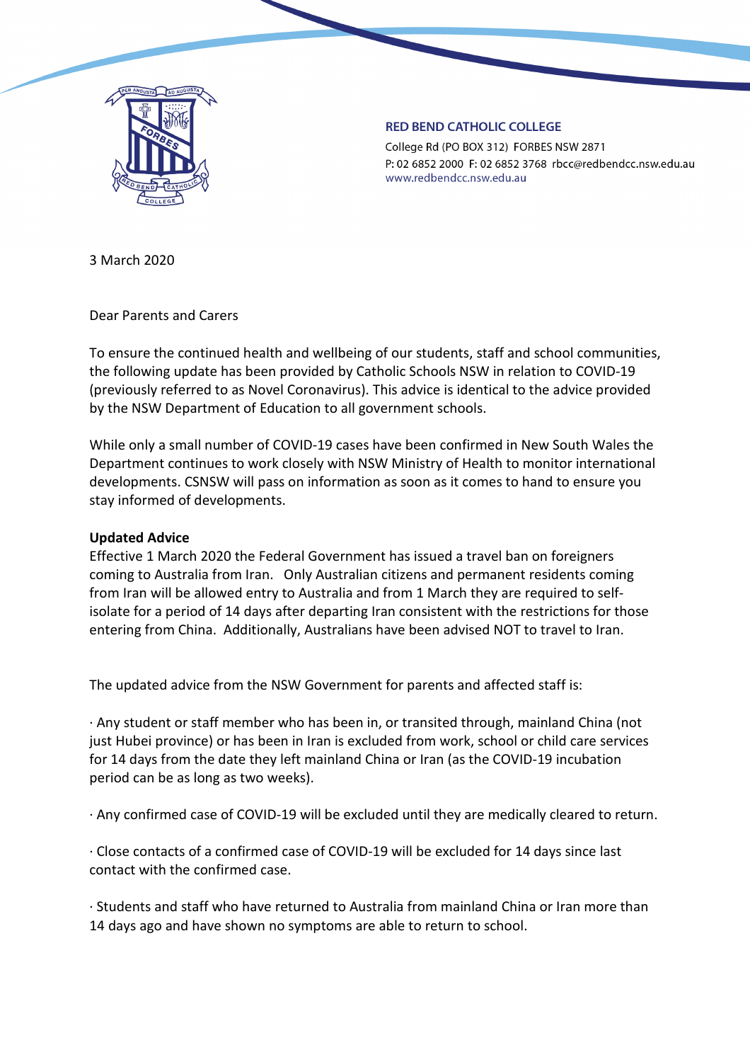**RED BEND CATHOLIC COLLEGE**
College Rd (PO BOX 312) FORBES NSW 2871
P: 02 6852 2000 F: 02 6852 3768 rbcc@redbendcc.nsw.edu.au
www.redbendcc.nsw.edu.au

3 March 2020

Dear Parents and Carers

To ensure the continued health and wellbeing of our students, staff and school communities, the following update has been provided by Catholic Schools NSW in relation to COVID-19 (previously referred to as Novel Coronavirus). This advice is identical to the advice provided by the NSW Department of Education to all government schools.

While only a small number of COVID-19 cases have been confirmed in New South Wales the Department continues to work closely with NSW Ministry of Health to monitor international developments. CSNSW will pass on information as soon as it comes to hand to ensure you stay informed of developments.

**Updated Advice**
Effective 1 March 2020 the Federal Government has issued a travel ban on foreigners coming to Australia from Iran. Only Australian citizens and permanent residents coming from Iran will be allowed entry to Australia and from 1 March they are required to self-isolate for a period of 14 days after departing Iran consistent with the restrictions for those entering from China. Additionally, Australians have been advised NOT to travel to Iran.

The updated advice from the NSW Government for parents and affected staff is:

· Any student or staff member who has been in, or transited through, mainland China (not just Hubei province) or has been in Iran is excluded from work, school or child care services for 14 days from the date they left mainland China or Iran (as the COVID-19 incubation period can be as long as two weeks).

· Any confirmed case of COVID-19 will be excluded until they are medically cleared to return.

· Close contacts of a confirmed case of COVID-19 will be excluded for 14 days since last contact with the confirmed case.

· Students and staff who have returned to Australia from mainland China or Iran more than 14 days ago and have shown no symptoms are able to return to school.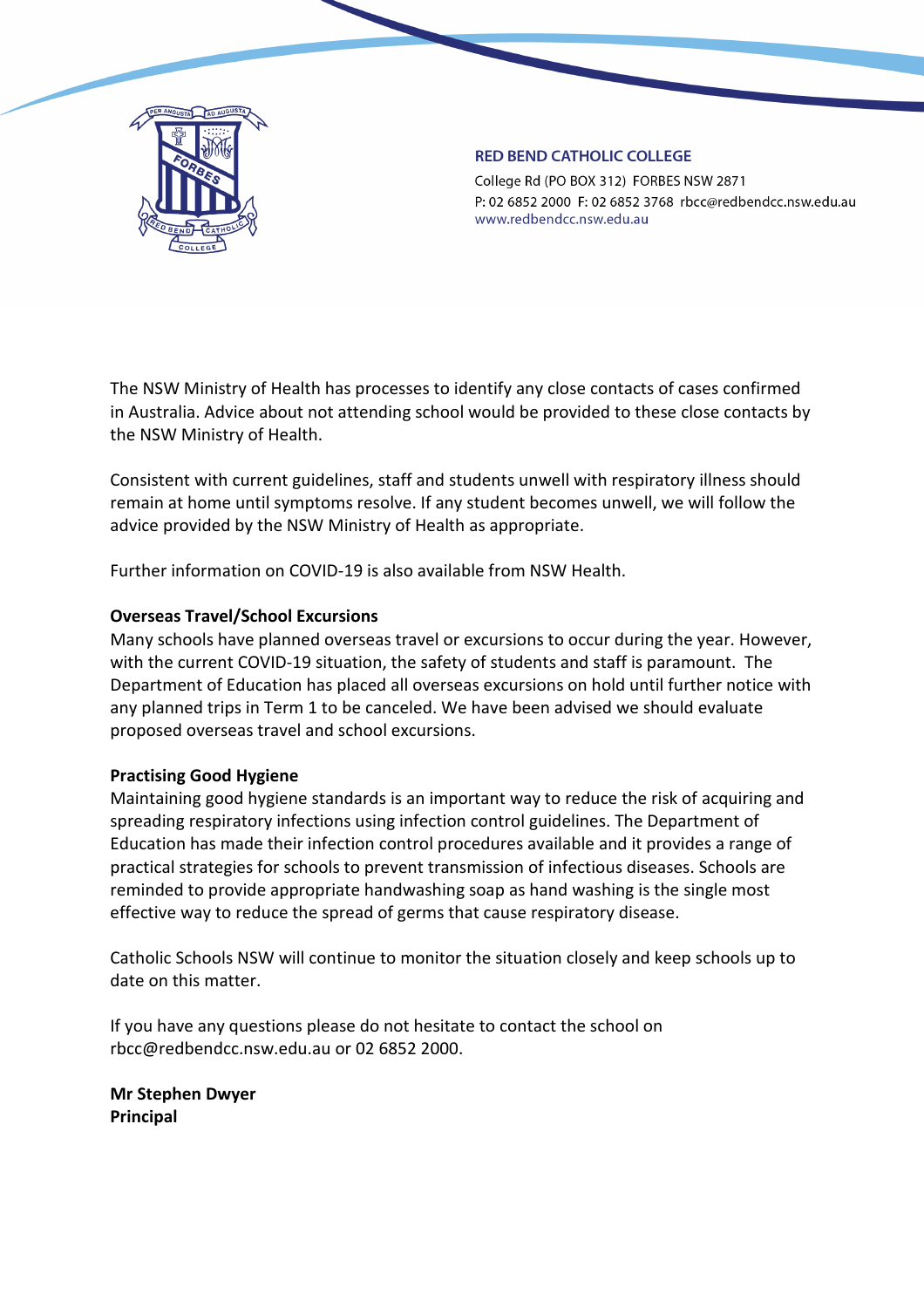RED BEND CATHOLIC COLLEGE

College Rd (PO BOX 312) FORBES NSW 2871
P: 02 6852 2000 F: 02 6852 3768 rbcc@redbendcc.nsw.edu.au
www.redbendcc.nsw.edu.au

The NSW Ministry of Health has processes to identify any close contacts of cases confirmed in Australia. Advice about not attending school would be provided to these close contacts by the NSW Ministry of Health.

Consistent with current guidelines, staff and students unwell with respiratory illness should remain at home until symptoms resolve. If any student becomes unwell, we will follow the advice provided by the NSW Ministry of Health as appropriate.

Further information on COVID-19 is also available from NSW Health.

**Overseas Travel/School Excursions**
Many schools have planned overseas travel or excursions to occur during the year. However, with the current COVID-19 situation, the safety of students and staff is paramount. The Department of Education has placed all overseas excursions on hold until further notice with any planned trips in Term 1 to be canceled. We have been advised we should evaluate proposed overseas travel and school excursions.

**Practising Good Hygiene**
Maintaining good hygiene standards is an important way to reduce the risk of acquiring and spreading respiratory infections using infection control guidelines. The Department of Education has made their infection control procedures available and it provides a range of practical strategies for schools to prevent transmission of infectious diseases. Schools are reminded to provide appropriate handwashing soap as hand washing is the single most effective way to reduce the spread of germs that cause respiratory disease.

Catholic Schools NSW will continue to monitor the situation closely and keep schools up to date on this matter.

If you have any questions please do not hesitate to contact the school on rbcc@redbendcc.nsw.edu.au or 02 6852 2000.

**Mr Stephen Dwyer**
**Principal**